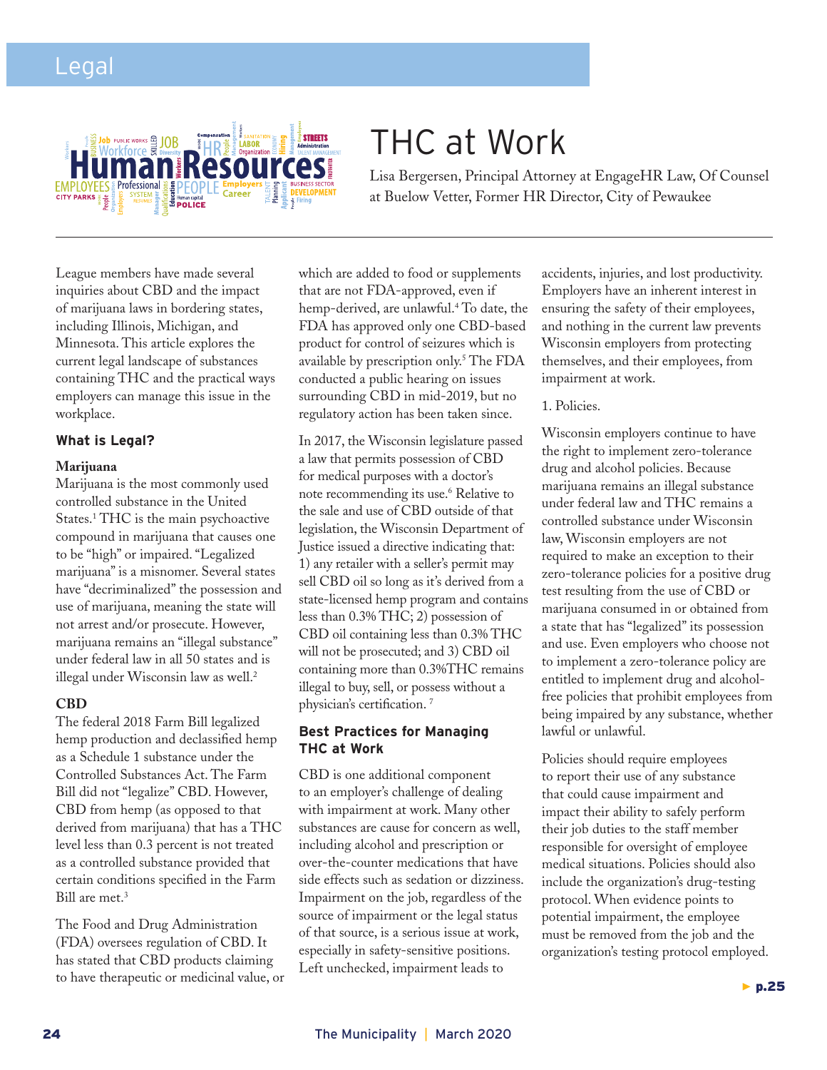# THC at Work

Lisa Bergersen, Principal Attorney at EngageHR Law, Of Counsel at Buelow Vetter, Former HR Director, City of Pewaukee

League members have made several inquiries about CBD and the impact of marijuana laws in bordering states, including Illinois, Michigan, and Minnesota. This article explores the current legal landscape of substances containing THC and the practical ways employers can manage this issue in the workplace.

## What is Legal?

### Marijuana

Marijuana is the most commonly used controlled substance in the United States.[1] THC is the main psychoactive compound in marijuana that causes one to be "high" or impaired. "Legalized marijuana" is a misnomer. Several states have "decriminalized" the possession and use of marijuana, meaning the state will not arrest and/or prosecute. However, marijuana remains an "illegal substance" under federal law in all 50 states and is illegal under Wisconsin law as well.[2]

### CBD

The federal 2018 Farm Bill legalized hemp production and declassified hemp as a Schedule 1 substance under the Controlled Substances Act. The Farm Bill did not "legalize" CBD. However, CBD from hemp (as opposed to that derived from marijuana) that has a THC level less than 0.3 percent is not treated as a controlled substance provided that certain conditions specified in the Farm Bill are met.[3]

The Food and Drug Administration (FDA) oversees regulation of CBD. It has stated that CBD products claiming to have therapeutic or medicinal value, or which are added to food or supplements that are not FDA-approved, even if hemp-derived, are unlawful.[4] To date, the FDA has approved only one CBD-based product for control of seizures which is available by prescription only.[5] The FDA conducted a public hearing on issues surrounding CBD in mid-2019, but no regulatory action has been taken since.

In 2017, the Wisconsin legislature passed a law that permits possession of CBD for medical purposes with a doctor's note recommending its use.[6] Relative to the sale and use of CBD outside of that legislation, the Wisconsin Department of Justice issued a directive indicating that: 1) any retailer with a seller's permit may sell CBD oil so long as it's derived from a state-licensed hemp program and contains less than 0.3% THC; 2) possession of CBD oil containing less than 0.3% THC will not be prosecuted; and 3) CBD oil containing more than 0.3%THC remains illegal to buy, sell, or possess without a physician's certification.[7]

## Best Practices for Managing THC at Work

CBD is one additional component to an employer's challenge of dealing with impairment at work. Many other substances are cause for concern as well, including alcohol and prescription or over-the-counter medications that have side effects such as sedation or dizziness. Impairment on the job, regardless of the source of impairment or the legal status of that source, is a serious issue at work, especially in safety-sensitive positions. Left unchecked, impairment leads to accidents, injuries, and lost productivity. Employers have an inherent interest in ensuring the safety of their employees, and nothing in the current law prevents Wisconsin employers from protecting themselves, and their employees, from impairment at work.

1. Policies.

Wisconsin employers continue to have the right to implement zero-tolerance drug and alcohol policies. Because marijuana remains an illegal substance under federal law and THC remains a controlled substance under Wisconsin law, Wisconsin employers are not required to make an exception to their zero-tolerance policies for a positive drug test resulting from the use of CBD or marijuana consumed in or obtained from a state that has "legalized" its possession and use. Even employers who choose not to implement a zero-tolerance policy are entitled to implement drug and alcohol-free policies that prohibit employees from being impaired by any substance, whether lawful or unlawful.

Policies should require employees to report their use of any substance that could cause impairment and impact their ability to safely perform their job duties to the staff member responsible for oversight of employee medical situations. Policies should also include the organization's drug-testing protocol. When evidence points to potential impairment, the employee must be removed from the job and the organization's testing protocol employed.

► p.25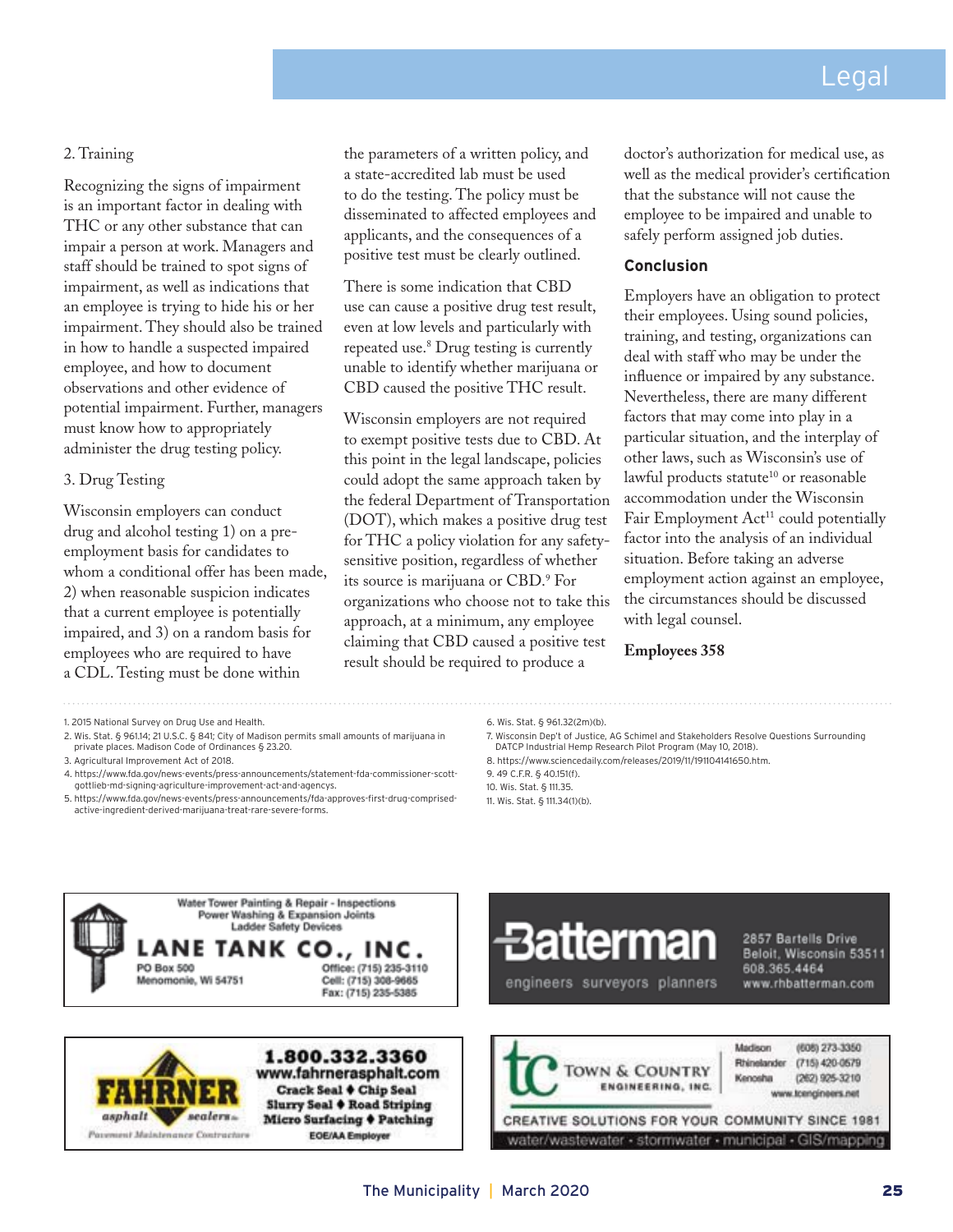2. Training

Recognizing the signs of impairment is an important factor in dealing with THC or any other substance that can impair a person at work. Managers and staff should be trained to spot signs of impairment, as well as indications that an employee is trying to hide his or her impairment. They should also be trained in how to handle a suspected impaired employee, and how to document observations and other evidence of potential impairment. Further, managers must know how to appropriately administer the drug testing policy.

3. Drug Testing

Wisconsin employers can conduct drug and alcohol testing 1) on a pre-employment basis for candidates to whom a conditional offer has been made, 2) when reasonable suspicion indicates that a current employee is potentially impaired, and 3) on a random basis for employees who are required to have a CDL. Testing must be done within the parameters of a written policy, and a state-accredited lab must be used to do the testing. The policy must be disseminated to affected employees and applicants, and the consequences of a positive test must be clearly outlined.

There is some indication that CBD use can cause a positive drug test result, even at low levels and particularly with repeated use.[8] Drug testing is currently unable to identify whether marijuana or CBD caused the positive THC result.

Wisconsin employers are not required to exempt positive tests due to CBD. At this point in the legal landscape, policies could adopt the same approach taken by the federal Department of Transportation (DOT), which makes a positive drug test for THC a policy violation for any safety-sensitive position, regardless of whether its source is marijuana or CBD.[9] For organizations who choose not to take this approach, at a minimum, any employee claiming that CBD caused a positive test result should be required to produce a doctor's authorization for medical use, as well as the medical provider's certification that the substance will not cause the employee to be impaired and unable to safely perform assigned job duties.

## Conclusion

Employers have an obligation to protect their employees. Using sound policies, training, and testing, organizations can deal with staff who may be under the influence or impaired by any substance. Nevertheless, there are many different factors that may come into play in a particular situation, and the interplay of other laws, such as Wisconsin's use of lawful products statute[10] or reasonable accommodation under the Wisconsin Fair Employment Act[11] could potentially factor into the analysis of an individual situation. Before taking an adverse employment action against an employee, the circumstances should be discussed with legal counsel.

**Employees 358**

1. 2015 National Survey on Drug Use and Health.
2. Wis. Stat. § 961.14; 21 U.S.C. § 841; City of Madison permits small amounts of marijuana in private places. Madison Code of Ordinances § 23.20.
3. Agricultural Improvement Act of 2018.
4. https://www.fda.gov/news-events/press-announcements/statement-fda-commissioner-scott-gottlieb-md-signing-agriculture-improvement-act-and-agencys.
5. https://www.fda.gov/news-events/press-announcements/fda-approves-first-drug-comprised-active-ingredient-derived-marijuana-treat-rare-severe-forms.
6. Wis. Stat. § 961.32(2m)(b).
7. Wisconsin Dep't of Justice, AG Schimel and Stakeholders Resolve Questions Surrounding DATCP Industrial Hemp Research Pilot Program (May 10, 2018).
8. https://www.sciencedaily.com/releases/2019/11/191104141650.htm.
9. 49 C.F.R. § 40.151(f).
10. Wis. Stat. § 111.35.
11. Wis. Stat. § 111.34(1)(b).

Water Tower Painting & Repair - Inspections
Power Washing & Expansion Joints
Ladder Safety Devices
LANE TANK CO., INC.
PO Box 500
Menomonie, WI 54751
Office: (715) 235-3110
Cell: (715) 308-9665
Fax: (715) 235-5385

Batterman
engineers surveyors planners
2857 Bartells Drive
Beloit, Wisconsin 53511
608.365.4464
www.rhbatterman.com

FAHRNER asphalt sealers
Pavement Maintenance Contractors
1.800.332.3360
www.fahrnerasphalt.com
Crack Seal ♦ Chip Seal
Slurry Seal ♦ Road Striping
Micro Surfacing ♦ Patching
EOE/AA Employer

TOWN & COUNTRY ENGINEERING, INC.
Madison (608) 273-3350
Rhinelander (715) 420-0579
Kenosha (262) 925-3210
www.tcengineers.net
CREATIVE SOLUTIONS FOR YOUR COMMUNITY SINCE 1981
water/wastewater · stormwater · municipal · GIS/mapping